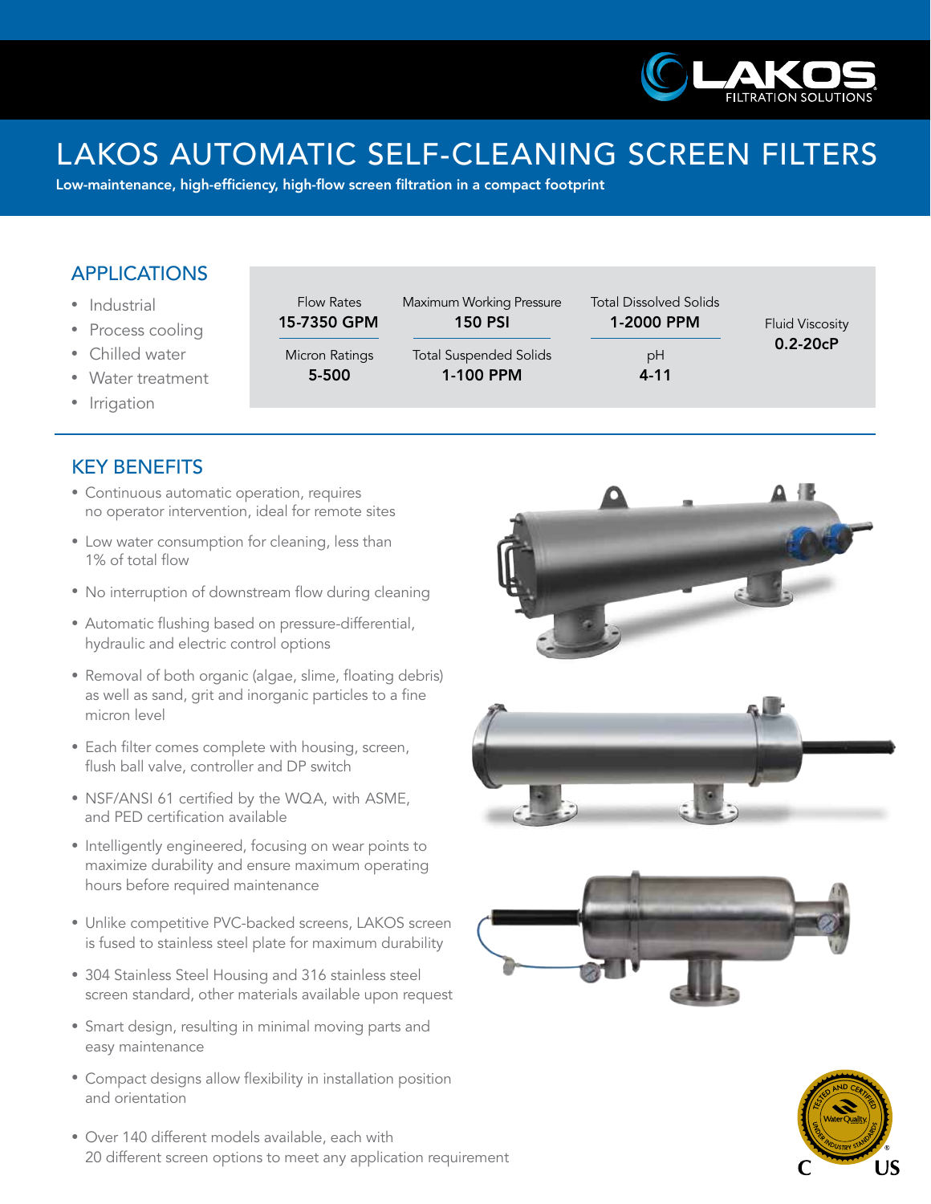LAKOS FILTRATION SOLUTIONS

# LAKOS AUTOMATIC SELF-CLEANING SCREEN FILTERS

**Low-maintenance, high-efficiency, high-flow screen filtration in a compact footprint**

## APPLICATIONS

- Industrial
- Process cooling
- Chilled water
- Water treatment
- Irrigation

| | | | |
|---|---|---|---|
| Flow Rates **15-7350 GPM** | Maximum Working Pressure **150 PSI** | Total Dissolved Solids **1-2000 PPM** | Fluid Viscosity **0.2-20cP** |
| Micron Ratings **5-500** | Total Suspended Solids **1-100 PPM** | pH **4-11** | |

## KEY BENEFITS

- Continuous automatic operation, requires no operator intervention, ideal for remote sites
- Low water consumption for cleaning, less than 1% of total flow
- No interruption of downstream flow during cleaning
- Automatic flushing based on pressure-differential, hydraulic and electric control options
- Removal of both organic (algae, slime, floating debris) as well as sand, grit and inorganic particles to a fine micron level
- Each filter comes complete with housing, screen, flush ball valve, controller and DP switch
- NSF/ANSI 61 certified by the WQA, with ASME, and PED certification available
- Intelligently engineered, focusing on wear points to maximize durability and ensure maximum operating hours before required maintenance
- Unlike competitive PVC-backed screens, LAKOS screen is fused to stainless steel plate for maximum durability
- 304 Stainless Steel Housing and 316 stainless steel screen standard, other materials available upon request
- Smart design, resulting in minimal moving parts and easy maintenance
- Compact designs allow flexibility in installation position and orientation
- Over 140 different models available, each with 20 different screen options to meet any application requirement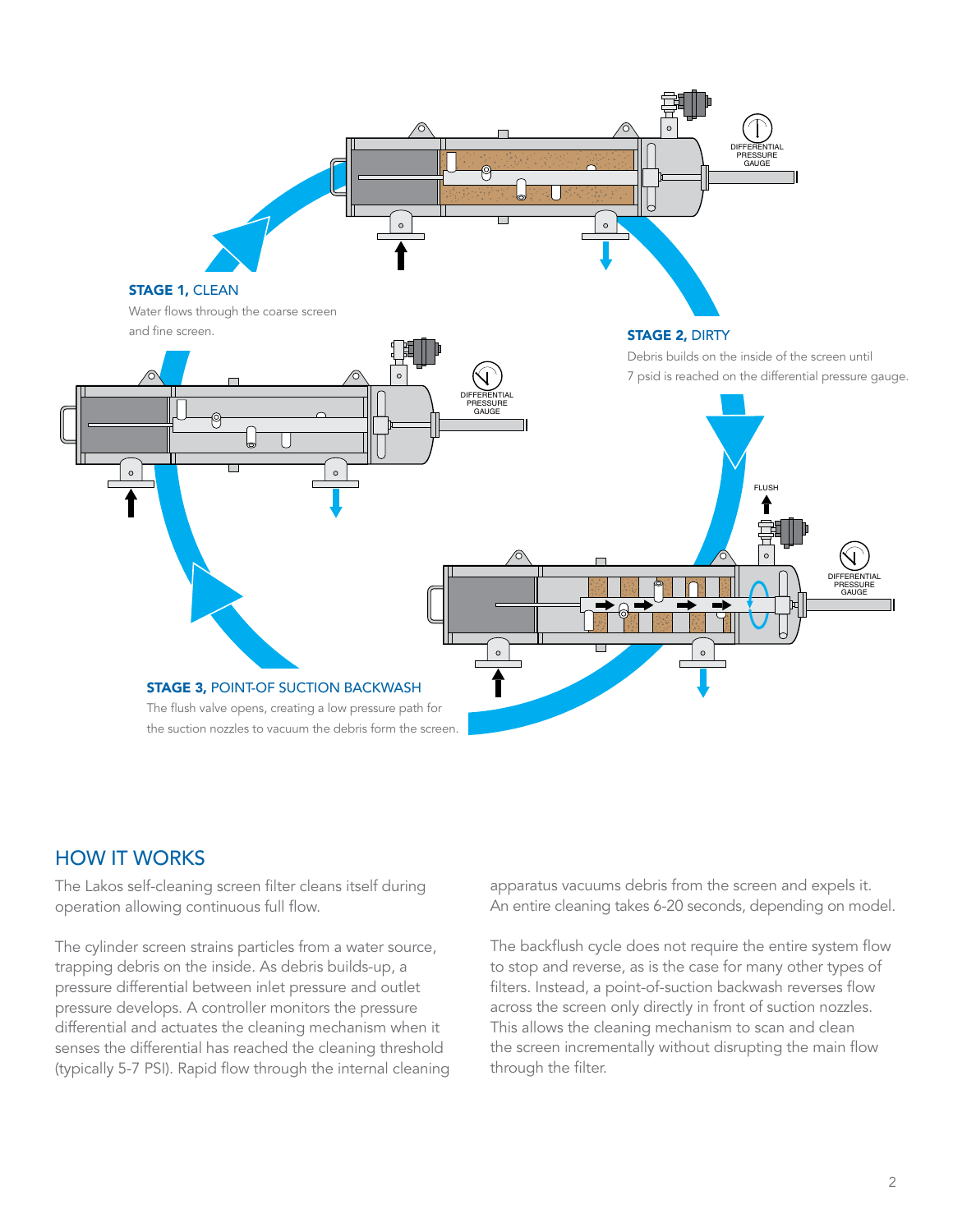DIFFERENTIAL PRESSURE GAUGE

**STAGE 1,** CLEAN

Water flows through the coarse screen and fine screen.

**STAGE 2,** DIRTY

Debris builds on the inside of the screen until 7 psid is reached on the differential pressure gauge.

FLUSH

**STAGE 3,** POINT-OF SUCTION BACKWASH

The flush valve opens, creating a low pressure path for the suction nozzles to vacuum the debris form the screen.

## HOW IT WORKS

The Lakos self-cleaning screen filter cleans itself during operation allowing continuous full flow.

The cylinder screen strains particles from a water source, trapping debris on the inside. As debris builds-up, a pressure differential between inlet pressure and outlet pressure develops. A controller monitors the pressure differential and actuates the cleaning mechanism when it senses the differential has reached the cleaning threshold (typically 5-7 PSI). Rapid flow through the internal cleaning apparatus vacuums debris from the screen and expels it. An entire cleaning takes 6-20 seconds, depending on model.

The backflush cycle does not require the entire system flow to stop and reverse, as is the case for many other types of filters. Instead, a point-of-suction backwash reverses flow across the screen only directly in front of suction nozzles. This allows the cleaning mechanism to scan and clean the screen incrementally without disrupting the main flow through the filter.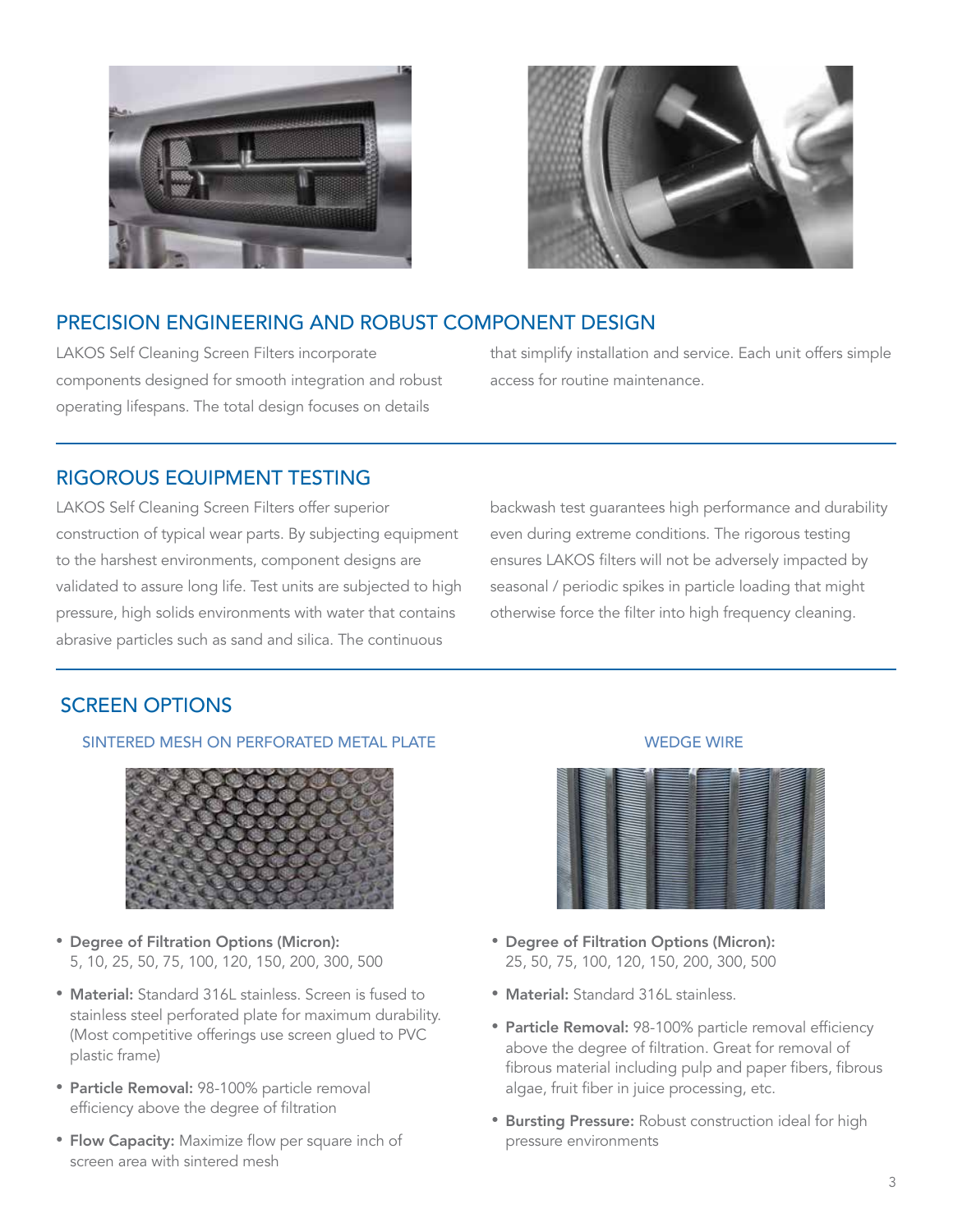## PRECISION ENGINEERING AND ROBUST COMPONENT DESIGN

LAKOS Self Cleaning Screen Filters incorporate components designed for smooth integration and robust operating lifespans. The total design focuses on details that simplify installation and service. Each unit offers simple access for routine maintenance.

## RIGOROUS EQUIPMENT TESTING

LAKOS Self Cleaning Screen Filters offer superior construction of typical wear parts. By subjecting equipment to the harshest environments, component designs are validated to assure long life. Test units are subjected to high pressure, high solids environments with water that contains abrasive particles such as sand and silica. The continuous backwash test guarantees high performance and durability even during extreme conditions. The rigorous testing ensures LAKOS filters will not be adversely impacted by seasonal / periodic spikes in particle loading that might otherwise force the filter into high frequency cleaning.

## SCREEN OPTIONS

### SINTERED MESH ON PERFORATED METAL PLATE

- **Degree of Filtration Options (Micron):** 5, 10, 25, 50, 75, 100, 120, 150, 200, 300, 500
- **Material:** Standard 316L stainless. Screen is fused to stainless steel perforated plate for maximum durability. (Most competitive offerings use screen glued to PVC plastic frame)
- **Particle Removal:** 98-100% particle removal efficiency above the degree of filtration
- **Flow Capacity:** Maximize flow per square inch of screen area with sintered mesh

### WEDGE WIRE

- **Degree of Filtration Options (Micron):** 25, 50, 75, 100, 120, 150, 200, 300, 500
- **Material:** Standard 316L stainless.
- **Particle Removal:** 98-100% particle removal efficiency above the degree of filtration. Great for removal of fibrous material including pulp and paper fibers, fibrous algae, fruit fiber in juice processing, etc.
- **Bursting Pressure:** Robust construction ideal for high pressure environments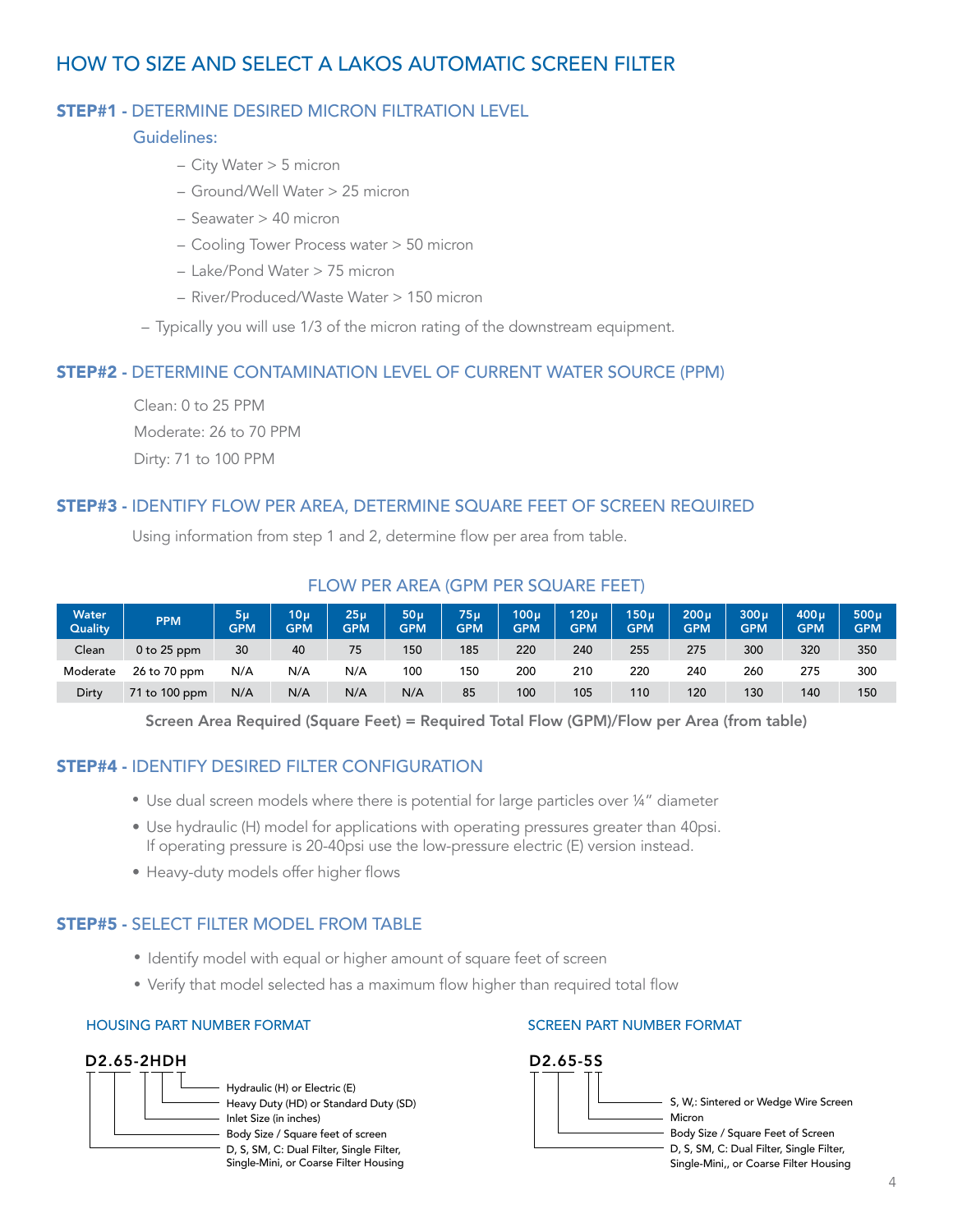# HOW TO SIZE AND SELECT A LAKOS AUTOMATIC SCREEN FILTER

## STEP#1 - DETERMINE DESIRED MICRON FILTRATION LEVEL

### Guidelines:

- City Water > 5 micron
- Ground/Well Water > 25 micron
- Seawater > 40 micron
- Cooling Tower Process water > 50 micron
- Lake/Pond Water > 75 micron
- River/Produced/Waste Water > 150 micron

– Typically you will use 1/3 of the micron rating of the downstream equipment.

## STEP#2 - DETERMINE CONTAMINATION LEVEL OF CURRENT WATER SOURCE (PPM)

Clean: 0 to 25 PPM

Moderate: 26 to 70 PPM

Dirty: 71 to 100 PPM

## STEP#3 - IDENTIFY FLOW PER AREA, DETERMINE SQUARE FEET OF SCREEN REQUIRED

Using information from step 1 and 2, determine flow per area from table.

### FLOW PER AREA (GPM PER SQUARE FEET)

| Water Quality | PPM | 5µ GPM | 10µ GPM | 25µ GPM | 50µ GPM | 75µ GPM | 100µ GPM | 120µ GPM | 150µ GPM | 200µ GPM | 300µ GPM | 400µ GPM | 500µ GPM |
|---|---|---|---|---|---|---|---|---|---|---|---|---|---|
| Clean | 0 to 25 ppm | 30 | 40 | 75 | 150 | 185 | 220 | 240 | 255 | 275 | 300 | 320 | 350 |
| Moderate | 26 to 70 ppm | N/A | N/A | N/A | 100 | 150 | 200 | 210 | 220 | 240 | 260 | 275 | 300 |
| Dirty | 71 to 100 ppm | N/A | N/A | N/A | N/A | 85 | 100 | 105 | 110 | 120 | 130 | 140 | 150 |

**Screen Area Required (Square Feet) = Required Total Flow (GPM)/Flow per Area (from table)**

## STEP#4 - IDENTIFY DESIRED FILTER CONFIGURATION

- Use dual screen models where there is potential for large particles over ¼" diameter
- Use hydraulic (H) model for applications with operating pressures greater than 40psi. If operating pressure is 20-40psi use the low-pressure electric (E) version instead.
- Heavy-duty models offer higher flows

## STEP#5 - SELECT FILTER MODEL FROM TABLE

- Identify model with equal or higher amount of square feet of screen
- Verify that model selected has a maximum flow higher than required total flow

### HOUSING PART NUMBER FORMAT

**D2.65-2HDH**

- Hydraulic (H) or Electric (E)
- Heavy Duty (HD) or Standard Duty (SD)
- Inlet Size (in inches)
- Body Size / Square feet of screen
- D, S, SM, C: Dual Filter, Single Filter, Single-Mini, or Coarse Filter Housing

### SCREEN PART NUMBER FORMAT

**D2.65-5S**

- S, W,: Sintered or Wedge Wire Screen
- Micron
- Body Size / Square Feet of Screen
- D, S, SM, C: Dual Filter, Single Filter, Single-Mini,, or Coarse Filter Housing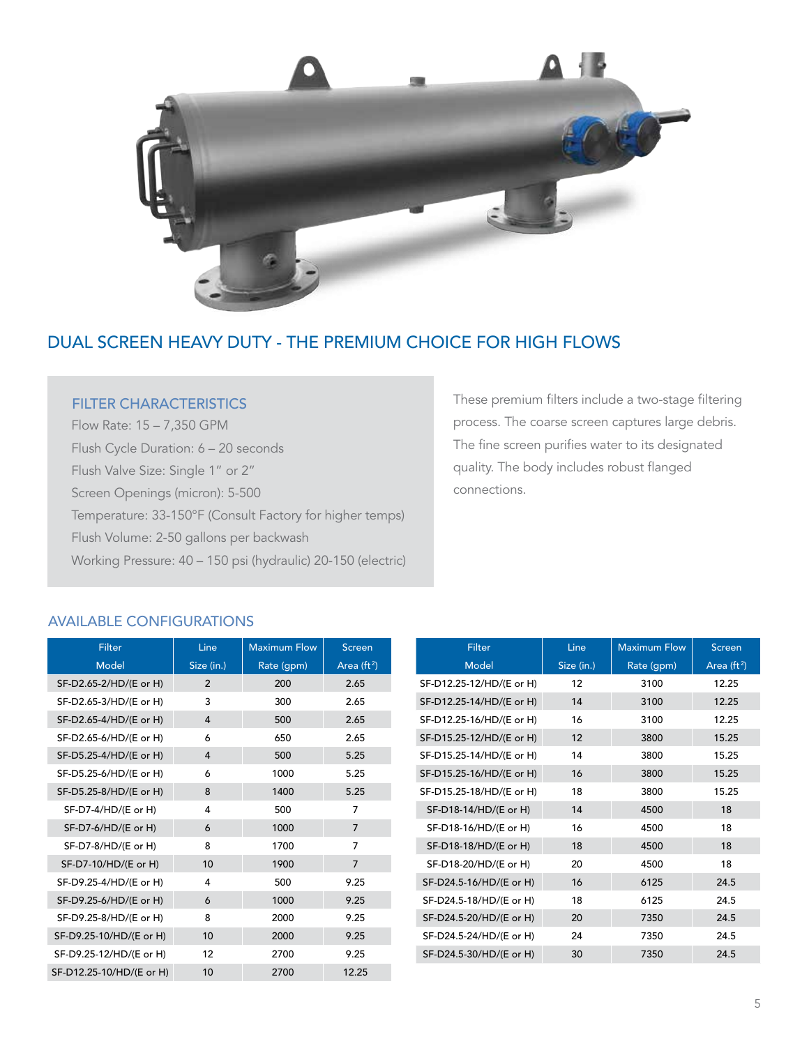## DUAL SCREEN HEAVY DUTY - THE PREMIUM CHOICE FOR HIGH FLOWS

### FILTER CHARACTERISTICS

Flow Rate: 15 – 7,350 GPM

Flush Cycle Duration: 6 – 20 seconds

Flush Valve Size: Single 1" or 2"

Screen Openings (micron): 5-500

Temperature: 33-150°F (Consult Factory for higher temps)

Flush Volume: 2-50 gallons per backwash

Working Pressure: 40 – 150 psi (hydraulic) 20-150 (electric)

These premium filters include a two-stage filtering process. The coarse screen captures large debris. The fine screen purifies water to its designated quality. The body includes robust flanged connections.

### AVAILABLE CONFIGURATIONS

| Filter Model | Line Size (in.) | Maximum Flow Rate (gpm) | Screen Area (ft²) |
|---|---|---|---|
| SF-D2.65-2/HD/(E or H) | 2 | 200 | 2.65 |
| SF-D2.65-3/HD/(E or H) | 3 | 300 | 2.65 |
| SF-D2.65-4/HD/(E or H) | 4 | 500 | 2.65 |
| SF-D2.65-6/HD/(E or H) | 6 | 650 | 2.65 |
| SF-D5.25-4/HD/(E or H) | 4 | 500 | 5.25 |
| SF-D5.25-6/HD/(E or H) | 6 | 1000 | 5.25 |
| SF-D5.25-8/HD/(E or H) | 8 | 1400 | 5.25 |
| SF-D7-4/HD/(E or H) | 4 | 500 | 7 |
| SF-D7-6/HD/(E or H) | 6 | 1000 | 7 |
| SF-D7-8/HD/(E or H) | 8 | 1700 | 7 |
| SF-D7-10/HD/(E or H) | 10 | 1900 | 7 |
| SF-D9.25-4/HD/(E or H) | 4 | 500 | 9.25 |
| SF-D9.25-6/HD/(E or H) | 6 | 1000 | 9.25 |
| SF-D9.25-8/HD/(E or H) | 8 | 2000 | 9.25 |
| SF-D9.25-10/HD/(E or H) | 10 | 2000 | 9.25 |
| SF-D9.25-12/HD/(E or H) | 12 | 2700 | 9.25 |
| SF-D12.25-10/HD/(E or H) | 10 | 2700 | 12.25 |
| SF-D12.25-12/HD/(E or H) | 12 | 3100 | 12.25 |
| SF-D12.25-14/HD/(E or H) | 14 | 3100 | 12.25 |
| SF-D12.25-16/HD/(E or H) | 16 | 3100 | 12.25 |
| SF-D15.25-12/HD/(E or H) | 12 | 3800 | 15.25 |
| SF-D15.25-14/HD/(E or H) | 14 | 3800 | 15.25 |
| SF-D15.25-16/HD/(E or H) | 16 | 3800 | 15.25 |
| SF-D15.25-18/HD/(E or H) | 18 | 3800 | 15.25 |
| SF-D18-14/HD/(E or H) | 14 | 4500 | 18 |
| SF-D18-16/HD/(E or H) | 16 | 4500 | 18 |
| SF-D18-18/HD/(E or H) | 18 | 4500 | 18 |
| SF-D18-20/HD/(E or H) | 20 | 4500 | 18 |
| SF-D24.5-16/HD/(E or H) | 16 | 6125 | 24.5 |
| SF-D24.5-18/HD/(E or H) | 18 | 6125 | 24.5 |
| SF-D24.5-20/HD/(E or H) | 20 | 7350 | 24.5 |
| SF-D24.5-24/HD/(E or H) | 24 | 7350 | 24.5 |
| SF-D24.5-30/HD/(E or H) | 30 | 7350 | 24.5 |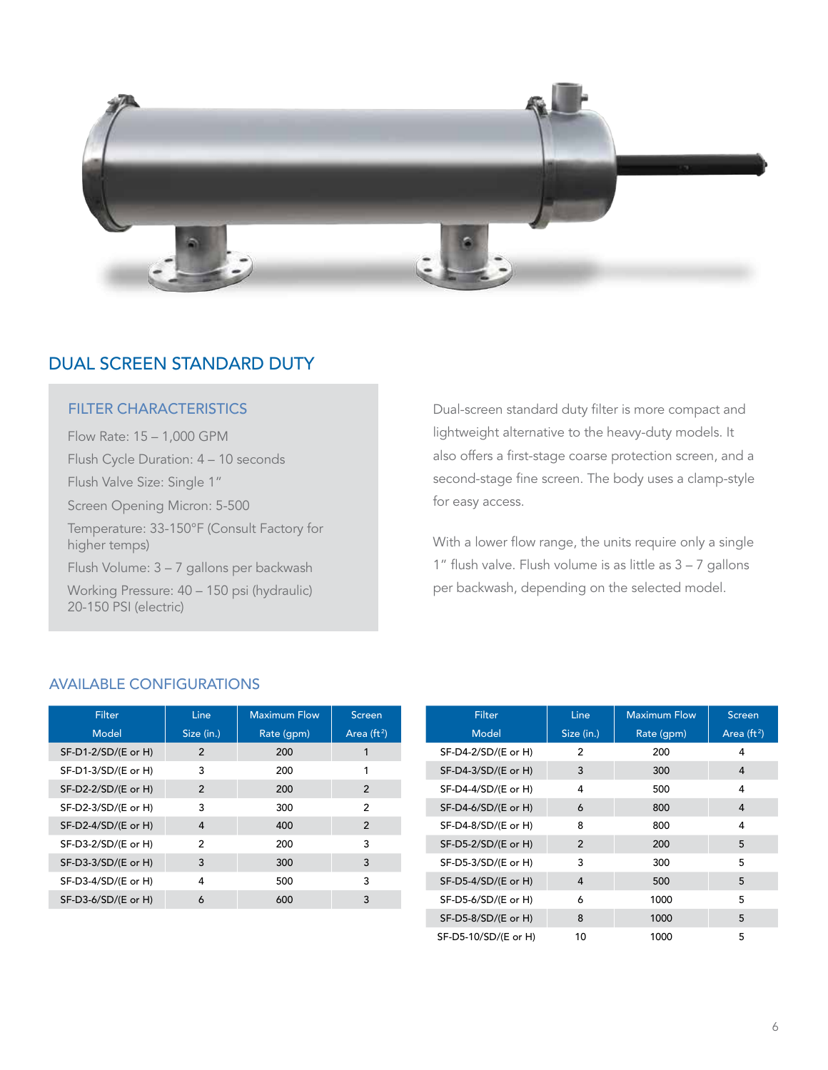## DUAL SCREEN STANDARD DUTY

### FILTER CHARACTERISTICS

Flow Rate: 15 – 1,000 GPM

Flush Cycle Duration: 4 – 10 seconds

Flush Valve Size: Single 1"

Screen Opening Micron: 5-500

Temperature: 33-150°F (Consult Factory for higher temps)

Flush Volume: 3 – 7 gallons per backwash

Working Pressure: 40 – 150 psi (hydraulic)
20-150 PSI (electric)

Dual-screen standard duty filter is more compact and lightweight alternative to the heavy-duty models. It also offers a first-stage coarse protection screen, and a second-stage fine screen. The body uses a clamp-style for easy access.

With a lower flow range, the units require only a single 1" flush valve. Flush volume is as little as 3 – 7 gallons per backwash, depending on the selected model.

### AVAILABLE CONFIGURATIONS

| Filter Model | Line Size (in.) | Maximum Flow Rate (gpm) | Screen Area (ft$^2$) |
|---|---|---|---|
| SF-D1-2/SD/(E or H) | 2 | 200 | 1 |
| SF-D1-3/SD/(E or H) | 3 | 200 | 1 |
| SF-D2-2/SD/(E or H) | 2 | 200 | 2 |
| SF-D2-3/SD/(E or H) | 3 | 300 | 2 |
| SF-D2-4/SD/(E or H) | 4 | 400 | 2 |
| SF-D3-2/SD/(E or H) | 2 | 200 | 3 |
| SF-D3-3/SD/(E or H) | 3 | 300 | 3 |
| SF-D3-4/SD/(E or H) | 4 | 500 | 3 |
| SF-D3-6/SD/(E or H) | 6 | 600 | 3 |

| Filter Model | Line Size (in.) | Maximum Flow Rate (gpm) | Screen Area (ft$^2$) |
|---|---|---|---|
| SF-D4-2/SD/(E or H) | 2 | 200 | 4 |
| SF-D4-3/SD/(E or H) | 3 | 300 | 4 |
| SF-D4-4/SD/(E or H) | 4 | 500 | 4 |
| SF-D4-6/SD/(E or H) | 6 | 800 | 4 |
| SF-D4-8/SD/(E or H) | 8 | 800 | 4 |
| SF-D5-2/SD/(E or H) | 2 | 200 | 5 |
| SF-D5-3/SD/(E or H) | 3 | 300 | 5 |
| SF-D5-4/SD/(E or H) | 4 | 500 | 5 |
| SF-D5-6/SD/(E or H) | 6 | 1000 | 5 |
| SF-D5-8/SD/(E or H) | 8 | 1000 | 5 |
| SF-D5-10/SD/(E or H) | 10 | 1000 | 5 |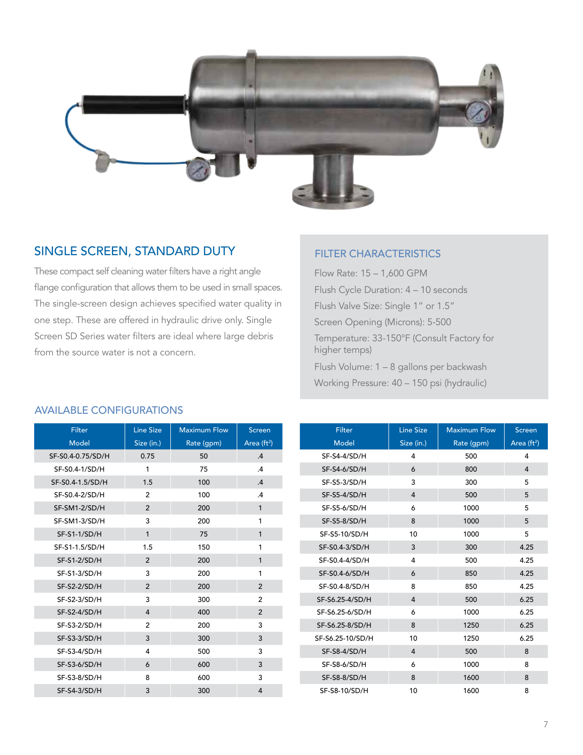## SINGLE SCREEN, STANDARD DUTY

These compact self cleaning water filters have a right angle flange configuration that allows them to be used in small spaces. The single-screen design achieves specified water quality in one step. These are offered in hydraulic drive only. Single Screen SD Series water filters are ideal where large debris from the source water is not a concern.

## FILTER CHARACTERISTICS

Flow Rate: 15 – 1,600 GPM

Flush Cycle Duration: 4 – 10 seconds

Flush Valve Size: Single 1" or 1.5"

Screen Opening (Microns): 5-500

Temperature: 33-150°F (Consult Factory for higher temps)

Flush Volume: 1 – 8 gallons per backwash

Working Pressure: 40 – 150 psi (hydraulic)

## AVAILABLE CONFIGURATIONS

| Filter Model | Line Size (in.) | Maximum Flow Rate (gpm) | Screen Area (ft²) |
|---|---|---|---|
| SF-S0.4-0.75/SD/H | 0.75 | 50 | .4 |
| SF-S0.4-1/SD/H | 1 | 75 | .4 |
| SF-S0.4-1.5/SD/H | 1.5 | 100 | .4 |
| SF-S0.4-2/SD/H | 2 | 100 | .4 |
| SF-SM1-2/SD/H | 2 | 200 | 1 |
| SF-SM1-3/SD/H | 3 | 200 | 1 |
| SF-S1-1/SD/H | 1 | 75 | 1 |
| SF-S1-1.5/SD/H | 1.5 | 150 | 1 |
| SF-S1-2/SD/H | 2 | 200 | 1 |
| SF-S1-3/SD/H | 3 | 200 | 1 |
| SF-S2-2/SD/H | 2 | 200 | 2 |
| SF-S2-3/SD/H | 3 | 300 | 2 |
| SF-S2-4/SD/H | 4 | 400 | 2 |
| SF-S3-2/SD/H | 2 | 200 | 3 |
| SF-S3-3/SD/H | 3 | 300 | 3 |
| SF-S3-4/SD/H | 4 | 500 | 3 |
| SF-S3-6/SD/H | 6 | 600 | 3 |
| SF-S3-8/SD/H | 8 | 600 | 3 |
| SF-S4-3/SD/H | 3 | 300 | 4 |

| Filter Model | Line Size (in.) | Maximum Flow Rate (gpm) | Screen Area (ft²) |
|---|---|---|---|
| SF-S4-4/SD/H | 4 | 500 | 4 |
| SF-S4-6/SD/H | 6 | 800 | 4 |
| SF-S5-3/SD/H | 3 | 300 | 5 |
| SF-S5-4/SD/H | 4 | 500 | 5 |
| SF-S5-6/SD/H | 6 | 1000 | 5 |
| SF-S5-8/SD/H | 8 | 1000 | 5 |
| SF-S5-10/SD/H | 10 | 1000 | 5 |
| SF-S0.4-3/SD/H | 3 | 300 | 4.25 |
| SF-S0.4-4/SD/H | 4 | 500 | 4.25 |
| SF-S0.4-6/SD/H | 6 | 850 | 4.25 |
| SF-S0.4-8/SD/H | 8 | 850 | 4.25 |
| SF-S6.25-4/SD/H | 4 | 500 | 6.25 |
| SF-S6.25-6/SD/H | 6 | 1000 | 6.25 |
| SF-S6.25-8/SD/H | 8 | 1250 | 6.25 |
| SF-S6.25-10/SD/H | 10 | 1250 | 6.25 |
| SF-S8-4/SD/H | 4 | 500 | 8 |
| SF-S8-6/SD/H | 6 | 1000 | 8 |
| SF-S8-8/SD/H | 8 | 1600 | 8 |
| SF-S8-10/SD/H | 10 | 1600 | 8 |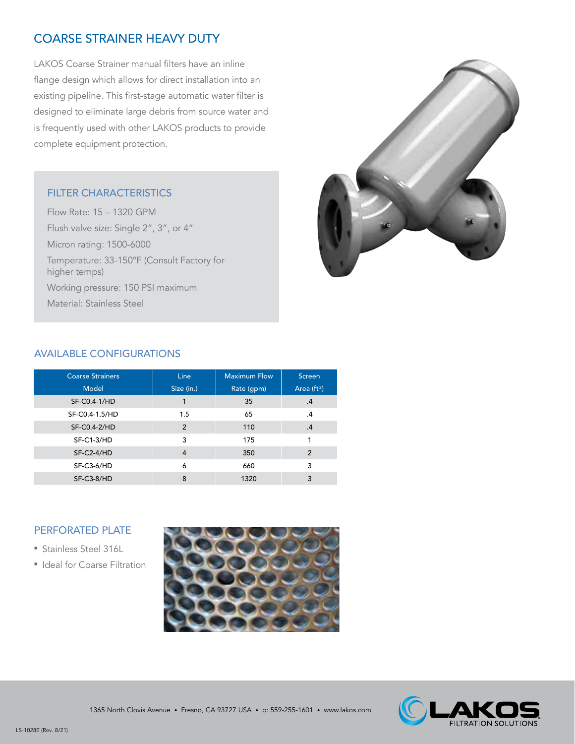# COARSE STRAINER HEAVY DUTY

LAKOS Coarse Strainer manual filters have an inline flange design which allows for direct installation into an existing pipeline. This first-stage automatic water filter is designed to eliminate large debris from source water and is frequently used with other LAKOS products to provide complete equipment protection.

## FILTER CHARACTERISTICS

Flow Rate: 15 – 1320 GPM

Flush valve size: Single 2", 3", or 4"

Micron rating: 1500-6000

Temperature: 33-150°F (Consult Factory for higher temps)

Working pressure: 150 PSI maximum

Material: Stainless Steel

## AVAILABLE CONFIGURATIONS

| Coarse Strainers Model | Line Size (in.) | Maximum Flow Rate (gpm) | Screen Area (ft$^2$) |
|---|---|---|---|
| SF-C0.4-1/HD | 1 | 35 | .4 |
| SF-C0.4-1.5/HD | 1.5 | 65 | .4 |
| SF-C0.4-2/HD | 2 | 110 | .4 |
| SF-C1-3/HD | 3 | 175 | 1 |
| SF-C2-4/HD | 4 | 350 | 2 |
| SF-C3-6/HD | 6 | 660 | 3 |
| SF-C3-8/HD | 8 | 1320 | 3 |

## PERFORATED PLATE

- Stainless Steel 316L
- Ideal for Coarse Filtration

1365 North Clovis Avenue • Fresno, CA 93727 USA • p: 559-255-1601 • www.lakos.com

LAKOS FILTRATION SOLUTIONS

LS-1028E (Rev. 8/21)